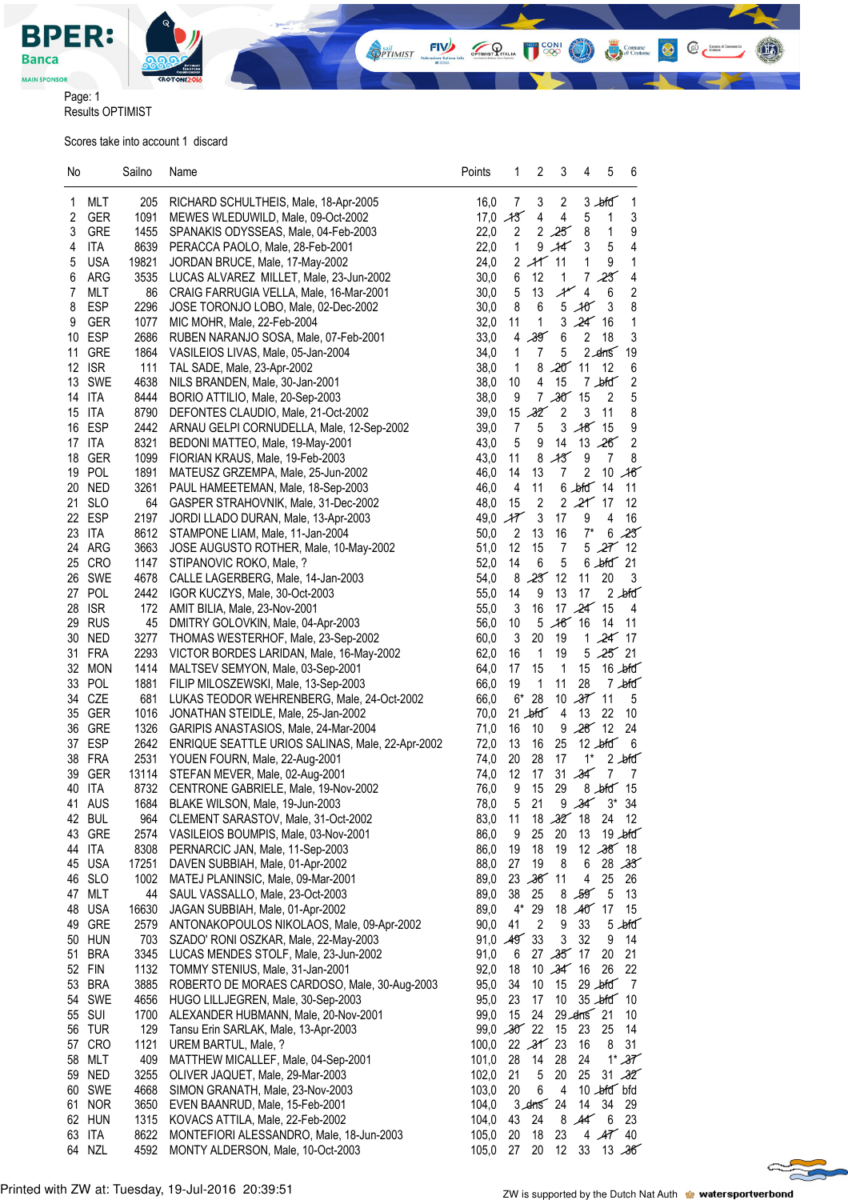Page: 1
Results OPTIMIST

Scores take into account 1 discard

| No | | Sailno | Name | Points | 1 | 2 | 3 | 4 | 5 | 6 |
|---|---|---|---|---|---|---|---|---|---|---|
| 1 | MLT | 205 | RICHARD SCHULTHEIS, Male, 18-Apr-2005 | 16,0 | 7 | 3 | 2 | 3 | ~~bfd~~ | 1 |
| 2 | GER | 1091 | MEWES WLEDUWILD, Male, 09-Oct-2002 | 17,0 | ~~13~~ | 4 | 4 | 5 | 1 | 3 |
| 3 | GRE | 1455 | SPANAKIS ODYSSEAS, Male, 04-Feb-2003 | 22,0 | 2 | 2 | ~~25~~ | 8 | 1 | 9 |
| 4 | ITA | 8639 | PERACCA PAOLO, Male, 28-Feb-2001 | 22,0 | 1 | 9 | ~~14~~ | 3 | 5 | 4 |
| 5 | USA | 19821 | JORDAN BRUCE, Male, 17-May-2002 | 24,0 | 2 | ~~11~~ | 11 | 1 | 9 | 1 |
| 6 | ARG | 3535 | LUCAS ALVAREZ MILLET, Male, 23-Jun-2002 | 30,0 | 6 | 12 | 1 | 7 | ~~23~~ | 4 |
| 7 | MLT | 86 | CRAIG FARRUGIA VELLA, Male, 16-Mar-2001 | 30,0 | 5 | 13 | ~~17~~ | 4 | 6 | 2 |
| 8 | ESP | 2296 | JOSE TORONJO LOBO, Male, 02-Dec-2002 | 30,0 | 8 | 6 | 5 | ~~10~~ | 3 | 8 |
| 9 | GER | 1077 | MIC MOHR, Male, 22-Feb-2004 | 32,0 | 11 | 1 | 3 | ~~24~~ | 16 | 1 |
| 10 | ESP | 2686 | RUBEN NARANJO SOSA, Male, 07-Feb-2001 | 33,0 | 4 | ~~39~~ | 6 | 2 | 18 | 3 |
| 11 | GRE | 1864 | VASILEIOS LIVAS, Male, 05-Jan-2004 | 34,0 | 1 | 7 | 5 | 2 | ~~dns~~ | 19 |
| 12 | ISR | 111 | TAL SADE, Male, 23-Apr-2002 | 38,0 | 1 | 8 | ~~20~~ | 11 | 12 | 6 |
| 13 | SWE | 4638 | NILS BRANDEN, Male, 30-Jan-2001 | 38,0 | 10 | 4 | 15 | 7 | ~~bfd~~ | 2 |
| 14 | ITA | 8444 | BORIO ATTILIO, Male, 20-Sep-2003 | 38,0 | 9 | 7 | ~~30~~ | 15 | 2 | 5 |
| 15 | ITA | 8790 | DEFONTES CLAUDIO, Male, 21-Oct-2002 | 39,0 | 15 | ~~32~~ | 2 | 3 | 11 | 8 |
| 16 | ESP | 2442 | ARNAU GELPI CORNUDELLA, Male, 12-Sep-2002 | 39,0 | 7 | 5 | 3 | ~~18~~ | 15 | 9 |
| 17 | ITA | 8321 | BEDONI MATTEO, Male, 19-May-2001 | 43,0 | 5 | 9 | 14 | 13 | ~~26~~ | 2 |
| 18 | GER | 1099 | FIORIAN KRAUS, Male, 19-Feb-2003 | 43,0 | 11 | 8 | ~~13~~ | 9 | 7 | 8 |
| 19 | POL | 1891 | MATEUSZ GRZEMPA, Male, 25-Jun-2002 | 46,0 | 14 | 13 | 7 | 2 | 10 | ~~16~~ |
| 20 | NED | 3261 | PAUL HAMEETEMAN, Male, 18-Sep-2003 | 46,0 | 4 | 11 | 6 | ~~bfd~~ | 14 | 11 |
| 21 | SLO | 64 | GASPER STRAHOVNIK, Male, 31-Dec-2002 | 48,0 | 15 | 2 | 2 | ~~21~~ | 17 | 12 |
| 22 | ESP | 2197 | JORDI LLADO DURAN, Male, 13-Apr-2003 | 49,0 | ~~17~~ | 3 | 17 | 9 | 4 | 16 |
| 23 | ITA | 8612 | STAMPONE LIAM, Male, 11-Jan-2004 | 50,0 | 2 | 13 | 16 | 7* | 6 | ~~23~~ |
| 24 | ARG | 3663 | JOSE AUGUSTO ROTHER, Male, 10-May-2002 | 51,0 | 12 | 15 | 7 | 5 | ~~27~~ | 12 |
| 25 | CRO | 1147 | STIPANOVIC ROKO, Male, ? | 52,0 | 14 | 6 | 5 | 6 | ~~bfd~~ | 21 |
| 26 | SWE | 4678 | CALLE LAGERBERG, Male, 14-Jan-2003 | 54,0 | 8 | ~~23~~ | 12 | 11 | 20 | 3 |
| 27 | POL | 2442 | IGOR KUCZYS, Male, 30-Oct-2003 | 55,0 | 14 | 9 | 13 | 17 | 2 | ~~bfd~~ |
| 28 | ISR | 172 | AMIT BILIA, Male, 23-Nov-2001 | 55,0 | 3 | 16 | 17 | ~~24~~ | 15 | 4 |
| 29 | RUS | 45 | DMITRY GOLOVKIN, Male, 04-Apr-2003 | 56,0 | 10 | 5 | ~~16~~ | 16 | 14 | 11 |
| 30 | NED | 3277 | THOMAS WESTERHOF, Male, 23-Sep-2002 | 60,0 | 3 | 20 | 19 | 1 | ~~24~~ | 17 |
| 31 | FRA | 2293 | VICTOR BORDES LARIDAN, Male, 16-May-2002 | 62,0 | 16 | 1 | 19 | 5 | ~~25~~ | 21 |
| 32 | MON | 1414 | MALTSEV SEMYON, Male, 03-Sep-2001 | 64,0 | 17 | 15 | 1 | 15 | 16 | ~~bfd~~ |
| 33 | POL | 1881 | FILIP MILOSZEWSKI, Male, 13-Sep-2003 | 66,0 | 19 | 1 | 11 | 28 | 7 | ~~bfd~~ |
| 34 | CZE | 681 | LUKAS TEODOR WEHRENBERG, Male, 24-Oct-2002 | 66,0 | 6* | 28 | 10 | ~~37~~ | 11 | 5 |
| 35 | GER | 1016 | JONATHAN STEIDLE, Male, 25-Jan-2002 | 70,0 | 21 | ~~bfd~~ | 4 | 13 | 22 | 10 |
| 36 | GRE | 1326 | GARIPIS ANASTASIOS, Male, 24-Mar-2004 | 71,0 | 16 | 10 | 9 | ~~28~~ | 12 | 24 |
| 37 | ESP | 2642 | ENRIQUE SEATTLE URIOS SALINAS, Male, 22-Apr-2002 | 72,0 | 13 | 16 | 25 | 12 | ~~bfd~~ | 6 |
| 38 | FRA | 2531 | YOUEN FOURN, Male, 22-Aug-2001 | 74,0 | 20 | 28 | 17 | 1* | 2 | ~~bfd~~ |
| 39 | GER | 13114 | STEFAN MEVER, Male, 02-Aug-2001 | 74,0 | 12 | 17 | 31 | ~~34~~ | 7 | 7 |
| 40 | ITA | 8732 | CENTRONE GABRIELE, Male, 19-Nov-2002 | 76,0 | 9 | 15 | 29 | 8 | ~~bfd~~ | 15 |
| 41 | AUS | 1684 | BLAKE WILSON, Male, 19-Jun-2003 | 78,0 | 5 | 21 | 9 | ~~34~~ | 3* | 34 |
| 42 | BUL | 964 | CLEMENT SARASTOV, Male, 31-Oct-2002 | 83,0 | 11 | 18 | ~~32~~ | 18 | 24 | 12 |
| 43 | GRE | 2574 | VASILEIOS BOUMPIS, Male, 03-Nov-2001 | 86,0 | 9 | 25 | 20 | 13 | 19 | ~~bfd~~ |
| 44 | ITA | 8308 | PERNARCIC JAN, Male, 11-Sep-2003 | 86,0 | 19 | 18 | 19 | 12 | ~~38~~ | 18 |
| 45 | USA | 17251 | DAVEN SUBBIAH, Male, 01-Apr-2002 | 88,0 | 27 | 19 | 8 | 6 | 28 | ~~33~~ |
| 46 | SLO | 1002 | MATEJ PLANINSIC, Male, 09-Mar-2001 | 89,0 | 23 | ~~36~~ | 11 | 4 | 25 | 26 |
| 47 | MLT | 44 | SAUL VASSALLO, Male, 23-Oct-2003 | 89,0 | 38 | 25 | 8 | ~~59~~ | 5 | 13 |
| 48 | USA | 16630 | JAGAN SUBBIAH, Male, 01-Apr-2002 | 89,0 | 4* | 29 | 18 | ~~40~~ | 17 | 15 |
| 49 | GRE | 2579 | ANTONAKOPOULOS NIKOLAOS, Male, 09-Apr-2002 | 90,0 | 41 | 2 | 9 | 33 | 5 | ~~bfd~~ |
| 50 | HUN | 703 | SZADO' RONI OSZKAR, Male, 22-May-2003 | 91,0 | ~~49~~ | 33 | 3 | 32 | 9 | 14 |
| 51 | BRA | 3345 | LUCAS MENDES STOLF, Male, 23-Jun-2002 | 91,0 | 6 | 27 | ~~35~~ | 17 | 20 | 21 |
| 52 | FIN | 1132 | TOMMY STENIUS, Male, 31-Jan-2001 | 92,0 | 18 | 10 | ~~34~~ | 16 | 26 | 22 |
| 53 | BRA | 3885 | ROBERTO DE MORAES CARDOSO, Male, 30-Aug-2003 | 95,0 | 34 | 10 | 15 | 29 | ~~bfd~~ | 7 |
| 54 | SWE | 4656 | HUGO LILLJEGREN, Male, 30-Sep-2003 | 95,0 | 23 | 17 | 10 | 35 | ~~bfd~~ | 10 |
| 55 | SUI | 1700 | ALEXANDER HUBMANN, Male, 20-Nov-2001 | 99,0 | 15 | 24 | 29 | ~~dns~~ | 21 | 10 |
| 56 | TUR | 129 | Tansu Erin SARLAK, Male, 13-Apr-2003 | 99,0 | ~~30~~ | 22 | 15 | 23 | 25 | 14 |
| 57 | CRO | 1121 | UREM BARTUL, Male, ? | 100,0 | 22 | ~~31~~ | 23 | 16 | 8 | 31 |
| 58 | MLT | 409 | MATTHEW MICALLEF, Male, 04-Sep-2001 | 101,0 | 28 | 14 | 28 | 24 | 1* | ~~37~~ |
| 59 | NED | 3255 | OLIVER JAQUET, Male, 29-Mar-2003 | 102,0 | 21 | 5 | 20 | 25 | 31 | ~~32~~ |
| 60 | SWE | 4668 | SIMON GRANATH, Male, 23-Nov-2003 | 103,0 | 20 | 6 | 4 | 10 | ~~bfd~~ | bfd |
| 61 | NOR | 3650 | EVEN BAANRUD, Male, 15-Feb-2001 | 104,0 | 3 | ~~dns~~ | 24 | 14 | 34 | 29 |
| 62 | HUN | 1315 | KOVACS ATTILA, Male, 22-Feb-2002 | 104,0 | 43 | 24 | 8 | ~~44~~ | 6 | 23 |
| 63 | ITA | 8622 | MONTEFIORI ALESSANDRO, Male, 18-Jun-2003 | 105,0 | 20 | 18 | 23 | 4 | ~~47~~ | 40 |
| 64 | NZL | 4592 | MONTY ALDERSON, Male, 10-Oct-2003 | 105,0 | 27 | 20 | 12 | 33 | 13 | ~~36~~ |

Printed with ZW at: Tuesday, 19-Jul-2016 20:39:51

ZW is supported by the Dutch Nat Auth watersportverbond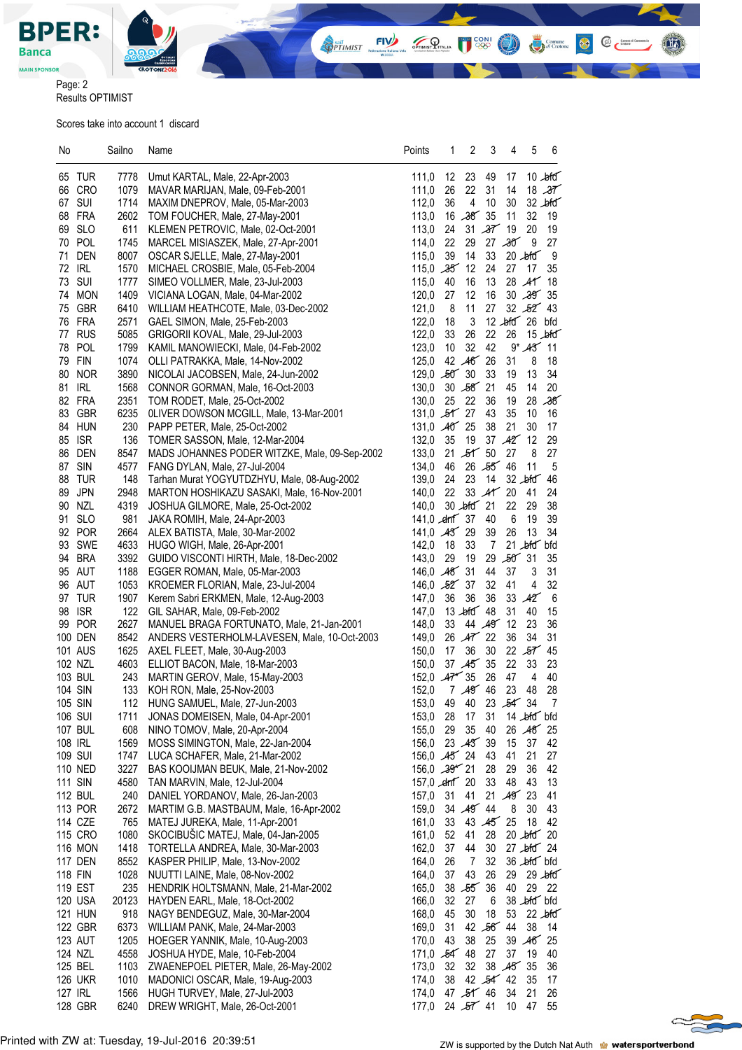Results OPTIMIST

Scores take into account 1 discard

| No | | Sailno | Name | Points | 1 | 2 | 3 | 4 | 5 | 6 |
|---|---|---|---|---|---|---|---|---|---|---|
| 65 | TUR | 7778 | Umut KARTAL, Male, 22-Apr-2003 | 111,0 | 12 | 23 | 49 | 17 | 10 | ~~bfd~~ |
| 66 | CRO | 1079 | MAVAR MARIJAN, Male, 09-Feb-2001 | 111,0 | 26 | 22 | 31 | 14 | 18 | ~~37~~ |
| 67 | SUI | 1714 | MAXIM DNEPROV, Male, 05-Mar-2003 | 112,0 | 36 | 4 | 10 | 30 | 32 | ~~bfd~~ |
| 68 | FRA | 2602 | TOM FOUCHER, Male, 27-May-2001 | 113,0 | 16 | ~~38~~ | 35 | 11 | 32 | 19 |
| 69 | SLO | 611 | KLEMEN PETROVIC, Male, 02-Oct-2001 | 113,0 | 24 | 31 | ~~37~~ | 19 | 20 | 19 |
| 70 | POL | 1745 | MARCEL MISIASZEK, Male, 27-Apr-2001 | 114,0 | 22 | 29 | 27 | ~~30~~ | 9 | 27 |
| 71 | DEN | 8007 | OSCAR SJELLE, Male, 27-May-2001 | 115,0 | 39 | 14 | 33 | 20 | ~~bfd~~ | 9 |
| 72 | IRL | 1570 | MICHAEL CROSBIE, Male, 05-Feb-2004 | 115,0 | ~~35~~ | 12 | 24 | 27 | 17 | 35 |
| 73 | SUI | 1777 | SIMEO VOLLMER, Male, 23-Jul-2003 | 115,0 | 40 | 16 | 13 | 28 | ~~41~~ | 18 |
| 74 | MON | 1409 | VICIANA LOGAN, Male, 04-Mar-2002 | 120,0 | 27 | 12 | 16 | 30 | ~~39~~ | 35 |
| 75 | GBR | 6410 | WILLIAM HEATHCOTE, Male, 03-Dec-2002 | 121,0 | 8 | 11 | 27 | 32 | ~~52~~ | 43 |
| 76 | FRA | 2571 | GAEL SIMON, Male, 25-Feb-2003 | 122,0 | 18 | 3 | 12 | ~~bfd~~ | 26 | bfd |
| 77 | RUS | 5085 | GRIGORII KOVAL, Male, 29-Jul-2003 | 122,0 | 33 | 26 | 22 | 26 | 15 | ~~bfd~~ |
| 78 | POL | 1799 | KAMIL MANOWIECKI, Male, 04-Feb-2002 | 123,0 | 10 | 32 | 42 | 9* | ~~43~~ | 11 |
| 79 | FIN | 1074 | OLLI PATRAKKA, Male, 14-Nov-2002 | 125,0 | 42 | ~~46~~ | 26 | 31 | 8 | 18 |
| 80 | NOR | 3890 | NICOLAI JACOBSEN, Male, 24-Jun-2002 | 129,0 | ~~50~~ | 30 | 33 | 19 | 13 | 34 |
| 81 | IRL | 1568 | CONNOR GORMAN, Male, 16-Oct-2003 | 130,0 | 30 | ~~58~~ | 21 | 45 | 14 | 20 |
| 82 | FRA | 2351 | TOM RODET, Male, 25-Oct-2002 | 130,0 | 25 | 22 | 36 | 19 | 28 | ~~38~~ |
| 83 | GBR | 6235 | 0LIVER DOWSON MCGILL, Male, 13-Mar-2001 | 131,0 | ~~51~~ | 27 | 43 | 35 | 10 | 16 |
| 84 | HUN | 230 | PAPP PETER, Male, 25-Oct-2002 | 131,0 | ~~40~~ | 25 | 38 | 21 | 30 | 17 |
| 85 | ISR | 136 | TOMER SASSON, Male, 12-Mar-2004 | 132,0 | 35 | 19 | 37 | ~~42~~ | 12 | 29 |
| 86 | DEN | 8547 | MADS JOHANNES PODER WITZKE, Male, 09-Sep-2002 | 133,0 | 21 | ~~51~~ | 50 | 27 | 8 | 27 |
| 87 | SIN | 4577 | FANG DYLAN, Male, 27-Jul-2004 | 134,0 | 46 | 26 | ~~55~~ | 46 | 11 | 5 |
| 88 | TUR | 148 | Tarhan Murat YOGYUTDZHYU, Male, 08-Aug-2002 | 139,0 | 24 | 23 | 14 | 32 | ~~bfd~~ | 46 |
| 89 | JPN | 2948 | MARTON HOSHIKAZU SASAKI, Male, 16-Nov-2001 | 140,0 | 22 | 33 | ~~41~~ | 20 | 41 | 24 |
| 90 | NZL | 4319 | JOSHUA GILMORE, Male, 25-Oct-2002 | 140,0 | 30 | ~~bfd~~ | 21 | 22 | 29 | 38 |
| 91 | SLO | 981 | JAKA ROMIH, Male, 24-Apr-2003 | 141,0 | ~~dnf~~ | 37 | 40 | 6 | 19 | 39 |
| 92 | POR | 2664 | ALEX BATISTA, Male, 30-Mar-2002 | 141,0 | ~~43~~ | 29 | 39 | 26 | 13 | 34 |
| 93 | SWE | 4633 | HUGO WIGH, Male, 26-Apr-2001 | 142,0 | 18 | 33 | 7 | 21 | ~~bfd~~ | bfd |
| 94 | BRA | 3392 | GUIDO VISCONTI HIRTH, Male, 18-Dec-2002 | 143,0 | 29 | 19 | 29 | ~~50~~ | 31 | 35 |
| 95 | AUT | 1188 | EGGER ROMAN, Male, 05-Mar-2003 | 146,0 | ~~48~~ | 31 | 44 | 37 | 3 | 31 |
| 96 | AUT | 1053 | KROEMER FLORIAN, Male, 23-Jul-2004 | 146,0 | ~~52~~ | 37 | 32 | 41 | 4 | 32 |
| 97 | TUR | 1907 | Kerem Sabri ERKMEN, Male, 12-Aug-2003 | 147,0 | 36 | 36 | 36 | 33 | ~~42~~ | 6 |
| 98 | ISR | 122 | GIL SAHAR, Male, 09-Feb-2002 | 147,0 | 13 | ~~bfd~~ | 48 | 31 | 40 | 15 |
| 99 | POR | 2627 | MANUEL BRAGA FORTUNATO, Male, 21-Jan-2001 | 148,0 | 33 | 44 | ~~49~~ | 12 | 23 | 36 |
| 100 | DEN | 8542 | ANDERS VESTERHOLM-LAVESEN, Male, 10-Oct-2003 | 149,0 | 26 | ~~47~~ | 22 | 36 | 34 | 31 |
| 101 | AUS | 1625 | AXEL FLEET, Male, 30-Aug-2003 | 150,0 | 17 | 36 | 30 | 22 | ~~57~~ | 45 |
| 102 | NZL | 4603 | ELLIOT BACON, Male, 18-Mar-2003 | 150,0 | 37 | ~~45~~ | 35 | 22 | 33 | 23 |
| 103 | BUL | 243 | MARTIN GEROV, Male, 15-May-2003 | 152,0 | ~~47~~ | 35 | 26 | 47 | 4 | 40 |
| 104 | SIN | 133 | KOH RON, Male, 25-Nov-2003 | 152,0 | 7 | ~~49~~ | 46 | 23 | 48 | 28 |
| 105 | SIN | 112 | HUNG SAMUEL, Male, 27-Jun-2003 | 153,0 | 49 | 40 | 23 | ~~54~~ | 34 | 7 |
| 106 | SUI | 1711 | JONAS DOMEISEN, Male, 04-Apr-2001 | 153,0 | 28 | 17 | 31 | 14 | ~~bfd~~ | bfd |
| 107 | BUL | 608 | NINO TOMOV, Male, 20-Apr-2004 | 155,0 | 29 | 35 | 40 | 26 | ~~48~~ | 25 |
| 108 | IRL | 1569 | MOSS SIMINGTON, Male, 22-Jan-2004 | 156,0 | 23 | ~~43~~ | 39 | 15 | 37 | 42 |
| 109 | SUI | 1747 | LUCA SCHAFER, Male, 21-Mar-2002 | 156,0 | ~~45~~ | 24 | 43 | 41 | 21 | 27 |
| 110 | NED | 3227 | BAS KOOIJMAN BEUK, Male, 21-Nov-2002 | 156,0 | ~~39*~~ | 21 | 28 | 29 | 36 | 42 |
| 111 | SIN | 4580 | TAN MARVIN, Male, 12-Jul-2004 | 157,0 | ~~dnf~~ | 20 | 33 | 48 | 43 | 13 |
| 112 | BUL | 240 | DANIEL YORDANOV, Male, 26-Jan-2003 | 157,0 | 31 | 41 | 21 | ~~49~~ | 23 | 41 |
| 113 | POR | 2672 | MARTIM G.B. MASTBAUM, Male, 16-Apr-2002 | 159,0 | 34 | ~~49~~ | 44 | 8 | 30 | 43 |
| 114 | CZE | 765 | MATEJ JUREKA, Male, 11-Apr-2001 | 161,0 | 33 | 43 | ~~45~~ | 25 | 18 | 42 |
| 115 | CRO | 1080 | SKOCIBUŠIC MATEJ, Male, 04-Jan-2005 | 161,0 | 52 | 41 | 28 | 20 | ~~bfd~~ | 20 |
| 116 | MON | 1418 | TORTELLA MATHIS, Male, 30-Mar-2003 | 162,0 | 37 | 44 | 30 | 27 | ~~bfd~~ | 24 |
| 117 | DEN | 8552 | KASPER PHILIP, Male, 13-Nov-2002 | 164,0 | 26 | 7 | 32 | 36 | ~~bfd~~ | bfd |
| 118 | FIN | 1028 | NUUTTI LAINE, Male, 08-Nov-2002 | 164,0 | 37 | 43 | 26 | 29 | 29 | ~~bfd~~ |
| 119 | EST | 235 | HENDRIK HOLTSMANN, Male, 21-Mar-2002 | 165,0 | 38 | ~~55~~ | 36 | 40 | 29 | 22 |
| 120 | USA | 20123 | HAYDEN EARL, Male, 18-Oct-2002 | 166,0 | 32 | 27 | 6 | 38 | ~~bfd~~ | bfd |
| 121 | HUN | 918 | NAGY BENDEGUZ, Male, 30-Mar-2004 | 168,0 | 45 | 30 | 18 | 53 | 22 | ~~bfd~~ |
| 122 | GBR | 6373 | WILLIAM PANK, Male, 24-Mar-2003 | 169,0 | 31 | 42 | ~~56~~ | 44 | 38 | 14 |
| 123 | AUT | 1205 | HOEGER YANNIK, Male, 10-Aug-2003 | 170,0 | 43 | 38 | 25 | 39 | ~~46~~ | 25 |
| 124 | NZL | 4558 | JOSHUA HYDE, Male, 10-Feb-2004 | 171,0 | ~~54~~ | 48 | 27 | 37 | 19 | 40 |
| 125 | BEL | 1103 | ZWAENEPOEL PIETER, Male, 26-May-2002 | 173,0 | 32 | 32 | 38 | ~~45~~ | 35 | 36 |
| 126 | UKR | 1010 | MADONICI OSCAR, Male, 19-Aug-2003 | 174,0 | 38 | 42 | ~~54~~ | 42 | 35 | 17 |
| 127 | IRL | 1566 | HUGH TURVEY, Male, 27-Jul-2003 | 174,0 | 47 | ~~51~~ | 46 | 34 | 21 | 26 |
| 128 | GBR | 6240 | DREW WRIGHT, Male, 26-Oct-2001 | 177,0 | 24 | ~~57~~ | 41 | 10 | 47 | 55 |

Printed with ZW at: Tuesday, 19-Jul-2016 20:39:51

ZW is supported by the Dutch Nat Auth watersportverbond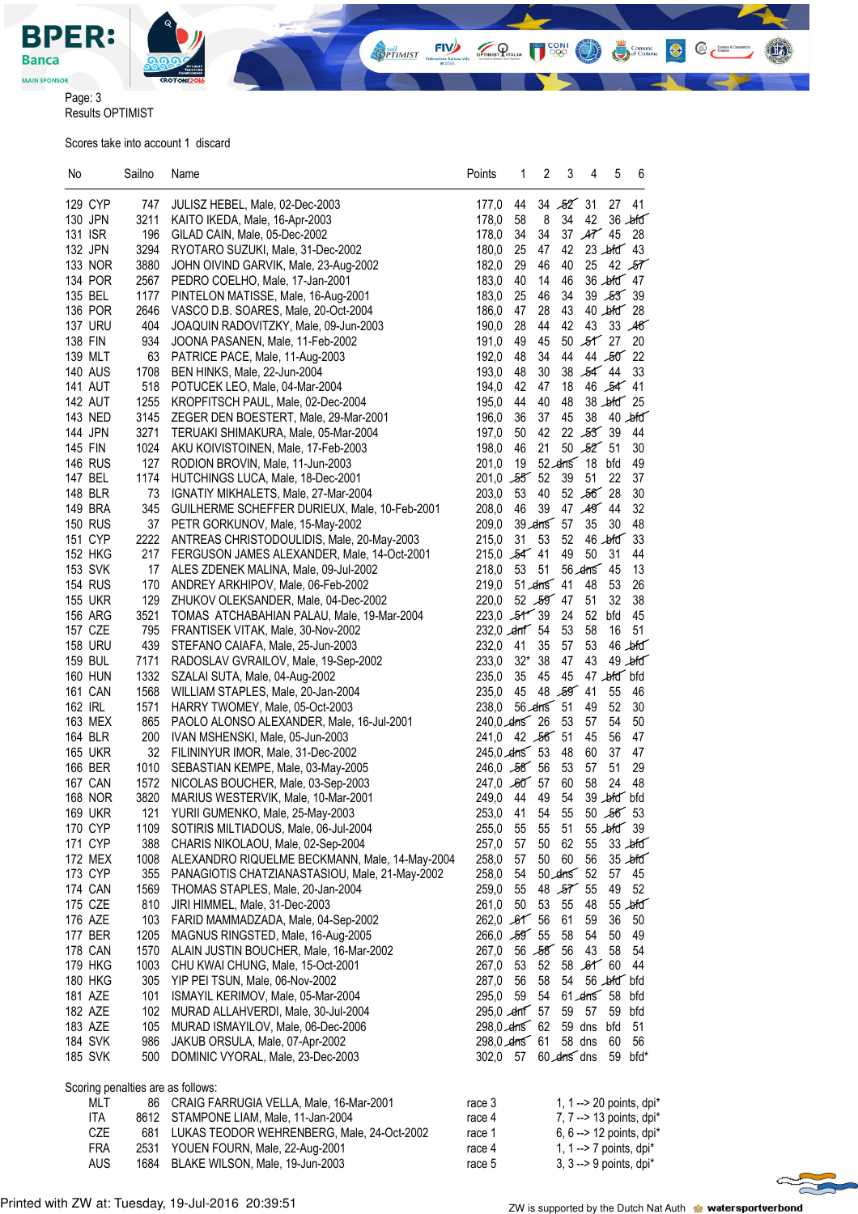Page: 3
Results OPTIMIST

Scores take into account 1 discard

| No | | Sailno | Name | Points | 1 | 2 | 3 | 4 | 5 | 6 |
|---|---|---|---|---|---|---|---|---|---|---|
| 129 | CYP | 747 | JULISZ HEBEL, Male, 02-Dec-2003 | 177,0 | 44 | 34 | ~~52~~ | 31 | 27 | 41 |
| 130 | JPN | 3211 | KAITO IKEDA, Male, 16-Apr-2003 | 178,0 | 58 | 8 | 34 | 42 | 36 | ~~bfd~~ |
| 131 | ISR | 196 | GILAD CAIN, Male, 05-Dec-2002 | 178,0 | 34 | 34 | 37 | ~~47~~ | 45 | 28 |
| 132 | JPN | 3294 | RYOTARO SUZUKI, Male, 31-Dec-2002 | 180,0 | 25 | 47 | 42 | 23 | ~~bfd~~ | 43 |
| 133 | NOR | 3880 | JOHN OIVIND GARVIK, Male, 23-Aug-2002 | 182,0 | 29 | 46 | 40 | 25 | 42 | ~~57~~ |
| 134 | POR | 2567 | PEDRO COELHO, Male, 17-Jan-2001 | 183,0 | 40 | 14 | 46 | 36 | ~~bfd~~ | 47 |
| 135 | BEL | 1177 | PINTELON MATISSE, Male, 16-Aug-2001 | 183,0 | 25 | 46 | 34 | 39 | ~~53~~ | 39 |
| 136 | POR | 2646 | VASCO D.B. SOARES, Male, 20-Oct-2004 | 186,0 | 47 | 28 | 43 | 40 | ~~bfd~~ | 28 |
| 137 | URU | 404 | JOAQUIN RADOVITZKY, Male, 09-Jun-2003 | 190,0 | 28 | 44 | 42 | 43 | 33 | ~~46~~ |
| 138 | FIN | 934 | JOONA PASANEN, Male, 11-Feb-2002 | 191,0 | 49 | 45 | 50 | ~~51~~ | 27 | 20 |
| 139 | MLT | 63 | PATRICE PACE, Male, 11-Aug-2003 | 192,0 | 48 | 34 | 44 | 44 | ~~50~~ | 22 |
| 140 | AUS | 1708 | BEN HINKS, Male, 22-Jun-2004 | 193,0 | 48 | 30 | 38 | ~~54~~ | 44 | 33 |
| 141 | AUT | 518 | POTUCEK LEO, Male, 04-Mar-2004 | 194,0 | 42 | 47 | 18 | 46 | ~~54~~ | 41 |
| 142 | AUT | 1255 | KROPFITSCH PAUL, Male, 02-Dec-2004 | 195,0 | 44 | 40 | 48 | 38 | ~~bfd~~ | 25 |
| 143 | NED | 3145 | ZEGER DEN BOESTERT, Male, 29-Mar-2001 | 196,0 | 36 | 37 | 45 | 38 | 40 | ~~bfd~~ |
| 144 | JPN | 3271 | TERUAKI SHIMAKURA, Male, 05-Mar-2004 | 197,0 | 50 | 42 | 22 | ~~53~~ | 39 | 44 |
| 145 | FIN | 1024 | AKU KOIVISTOINEN, Male, 17-Feb-2003 | 198,0 | 46 | 21 | 50 | ~~52~~ | 51 | 30 |
| 146 | RUS | 127 | RODION BROVIN, Male, 11-Jun-2003 | 201,0 | 19 | 52 | ~~dns~~ | 18 | bfd | 49 |
| 147 | BEL | 1174 | HUTCHINGS LUCA, Male, 18-Dec-2001 | 201,0 | ~~55~~ | 52 | 39 | 51 | 22 | 37 |
| 148 | BLR | 73 | IGNATIY MIKHALETS, Male, 27-Mar-2004 | 203,0 | 53 | 40 | 52 | ~~56~~ | 28 | 30 |
| 149 | BRA | 345 | GUILHERME SCHEFFER DURIEUX, Male, 10-Feb-2001 | 208,0 | 46 | 39 | 47 | ~~49~~ | 44 | 32 |
| 150 | RUS | 37 | PETR GORKUNOV, Male, 15-May-2002 | 209,0 | 39 | ~~dns~~ | 57 | 35 | 30 | 48 |
| 151 | CYP | 2222 | ANTREAS CHRISTODOULIDIS, Male, 20-May-2003 | 215,0 | 31 | 53 | 52 | 46 | ~~bfd~~ | 33 |
| 152 | HKG | 217 | FERGUSON JAMES ALEXANDER, Male, 14-Oct-2001 | 215,0 | ~~54~~ | 41 | 49 | 50 | 31 | 44 |
| 153 | SVK | 17 | ALES ZDENEK MALINA, Male, 09-Jul-2002 | 218,0 | 53 | 51 | 56 | ~~dns~~ | 45 | 13 |
| 154 | RUS | 170 | ANDREY ARKHIPOV, Male, 06-Feb-2002 | 219,0 | 51 | ~~dns~~ | 41 | 48 | 53 | 26 |
| 155 | UKR | 129 | ZHUKOV OLEKSANDER, Male, 04-Dec-2002 | 220,0 | 52 | ~~59~~ | 47 | 51 | 32 | 38 |
| 156 | ARG | 3521 | TOMAS ATCHABAHIAN PALAU, Male, 19-Mar-2004 | 223,0 | ~~51*~~ | 39 | 24 | 52 | bfd | 45 |
| 157 | CZE | 795 | FRANTISEK VITAK, Male, 30-Nov-2002 | 232,0 | ~~dnf~~ | 54 | 53 | 58 | 16 | 51 |
| 158 | URU | 439 | STEFANO CAIAFA, Male, 25-Jun-2003 | 232,0 | 41 | 35 | 57 | 53 | 46 | ~~bfd~~ |
| 159 | BUL | 7171 | RADOSLAV GVRAILOV, Male, 19-Sep-2002 | 233,0 | 32* | 38 | 47 | 43 | 49 | ~~bfd~~ |
| 160 | HUN | 1332 | SZALAI SUTA, Male, 04-Aug-2002 | 235,0 | 35 | 45 | 45 | 47 | ~~bfd~~ | bfd |
| 161 | CAN | 1568 | WILLIAM STAPLES, Male, 20-Jan-2004 | 235,0 | 45 | 48 | ~~59~~ | 41 | 55 | 46 |
| 162 | IRL | 1571 | HARRY TWOMEY, Male, 05-Oct-2003 | 238,0 | 56 | ~~dns~~ | 51 | 49 | 52 | 30 |
| 163 | MEX | 865 | PAOLO ALONSO ALEXANDER, Male, 16-Jul-2001 | 240,0 | ~~dns~~ | 26 | 53 | 57 | 54 | 50 |
| 164 | BLR | 200 | IVAN MSHENSKI, Male, 05-Jun-2003 | 241,0 | 42 | ~~56~~ | 51 | 45 | 56 | 47 |
| 165 | UKR | 32 | FILININYUR IMOR, Male, 31-Dec-2002 | 245,0 | ~~dns~~ | 53 | 48 | 60 | 37 | 47 |
| 166 | BER | 1010 | SEBASTIAN KEMPE, Male, 03-May-2005 | 246,0 | ~~58~~ | 56 | 53 | 57 | 51 | 29 |
| 167 | CAN | 1572 | NICOLAS BOUCHER, Male, 03-Sep-2003 | 247,0 | ~~60~~ | 57 | 60 | 58 | 24 | 48 |
| 168 | NOR | 3820 | MARIUS WESTERVIK, Male, 10-Mar-2001 | 249,0 | 44 | 49 | 54 | 39 | ~~bfd~~ | bfd |
| 169 | UKR | 121 | YURII GUMENKO, Male, 25-May-2003 | 253,0 | 41 | 54 | 55 | 50 | ~~56~~ | 53 |
| 170 | CYP | 1109 | SOTIRIS MILTIADOUS, Male, 06-Jul-2004 | 255,0 | 55 | 55 | 51 | 55 | ~~bfd~~ | 39 |
| 171 | CYP | 388 | CHARIS NIKOLAOU, Male, 02-Sep-2004 | 257,0 | 57 | 50 | 62 | 55 | 33 | ~~bfd~~ |
| 172 | MEX | 1008 | ALEXANDRO RIQUELME BECKMANN, Male, 14-May-2004 | 258,0 | 57 | 50 | 60 | 56 | 35 | ~~bfd~~ |
| 173 | CYP | 355 | PANAGIOTIS CHATZIANASTASIOU, Male, 21-May-2002 | 258,0 | 54 | 50 | ~~dns~~ | 52 | 57 | 45 |
| 174 | CAN | 1569 | THOMAS STAPLES, Male, 20-Jan-2004 | 259,0 | 55 | 48 | ~~57~~ | 55 | 49 | 52 |
| 175 | CZE | 810 | JIRI HIMMEL, Male, 31-Dec-2003 | 261,0 | 50 | 53 | 55 | 48 | 55 | ~~bfd~~ |
| 176 | AZE | 103 | FARID MAMMADZADA, Male, 04-Sep-2002 | 262,0 | ~~61~~ | 56 | 61 | 59 | 36 | 50 |
| 177 | BER | 1205 | MAGNUS RINGSTED, Male, 16-Aug-2005 | 266,0 | ~~59~~ | 55 | 58 | 54 | 50 | 49 |
| 178 | CAN | 1570 | ALAIN JUSTIN BOUCHER, Male, 16-Mar-2002 | 267,0 | 56 | ~~58~~ | 56 | 43 | 58 | 54 |
| 179 | HKG | 1003 | CHU KWAI CHUNG, Male, 15-Oct-2001 | 267,0 | 53 | 52 | 58 | ~~61~~ | 60 | 44 |
| 180 | HKG | 305 | YIP PEI TSUN, Male, 06-Nov-2002 | 287,0 | 56 | 58 | 54 | 56 | ~~bfd~~ | bfd |
| 181 | AZE | 101 | ISMAYIL KERIMOV, Male, 05-Mar-2004 | 295,0 | 59 | 54 | 61 | ~~dns~~ | 58 | bfd |
| 182 | AZE | 102 | MURAD ALLAHVERDI, Male, 30-Jul-2004 | 295,0 | ~~dnf~~ | 57 | 59 | 57 | 59 | bfd |
| 183 | AZE | 105 | MURAD ISMAYILOV, Male, 06-Dec-2006 | 298,0 | ~~dns~~ | 62 | 59 | dns | bfd | 51 |
| 184 | SVK | 986 | JAKUB ORSULA, Male, 07-Apr-2002 | 298,0 | ~~dns~~ | 61 | 58 | dns | 60 | 56 |
| 185 | SVK | 500 | DOMINIC VYORAL, Male, 23-Dec-2003 | 302,0 | 57 | 60 | ~~dns~~ | dns | 59 | bfd* |

Scoring penalties are as follows:

| | | | | |
|---|---|---|---|---|
| MLT | 86 | CRAIG FARRUGIA VELLA, Male, 16-Mar-2001 | race 3 | 1, 1 --> 20 points, dpi* |
| ITA | 8612 | STAMPONE LIAM, Male, 11-Jan-2004 | race 4 | 7, 7 --> 13 points, dpi* |
| CZE | 681 | LUKAS TEODOR WEHRENBERG, Male, 24-Oct-2002 | race 1 | 6, 6 --> 12 points, dpi* |
| FRA | 2531 | YOUEN FOURN, Male, 22-Aug-2001 | race 4 | 1, 1 --> 7 points, dpi* |
| AUS | 1684 | BLAKE WILSON, Male, 19-Jun-2003 | race 5 | 3, 3 --> 9 points, dpi* |

Printed with ZW at: Tuesday, 19-Jul-2016 20:39:51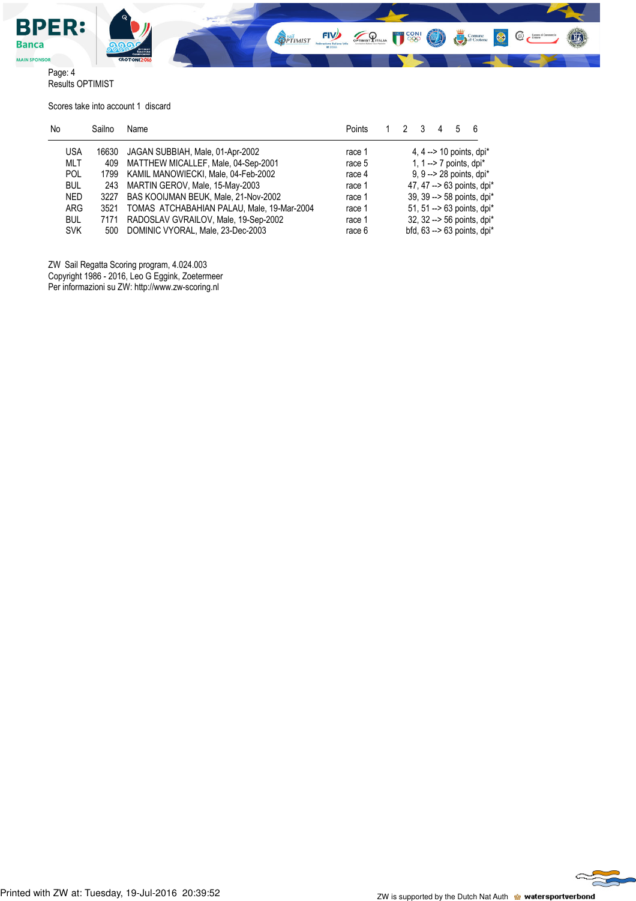Page: 4
Results OPTIMIST

Scores take into account 1 discard

| No | Sailno | Name | Points | 1 2 3 4 5 6 |
|---|---|---|---|---|
| USA | 16630 | JAGAN SUBBIAH, Male, 01-Apr-2002 | race 1 | 4, 4 --> 10 points, dpi* |
| MLT | 409 | MATTHEW MICALLEF, Male, 04-Sep-2001 | race 5 | 1, 1 --> 7 points, dpi* |
| POL | 1799 | KAMIL MANOWIECKI, Male, 04-Feb-2002 | race 4 | 9, 9 --> 28 points, dpi* |
| BUL | 243 | MARTIN GEROV, Male, 15-May-2003 | race 1 | 47, 47 --> 63 points, dpi* |
| NED | 3227 | BAS KOOIJMAN BEUK, Male, 21-Nov-2002 | race 1 | 39, 39 --> 58 points, dpi* |
| ARG | 3521 | TOMAS ATCHABAHIAN PALAU, Male, 19-Mar-2004 | race 1 | 51, 51 --> 63 points, dpi* |
| BUL | 7171 | RADOSLAV GVRAILOV, Male, 19-Sep-2002 | race 1 | 32, 32 --> 56 points, dpi* |
| SVK | 500 | DOMINIC VYORAL, Male, 23-Dec-2003 | race 6 | bfd, 63 --> 63 points, dpi* |

ZW Sail Regatta Scoring program, 4.024.003
Copyright 1986 - 2016, Leo G Eggink, Zoetermeer
Per informazioni su ZW: http://www.zw-scoring.nl

Printed with ZW at: Tuesday, 19-Jul-2016 20:39:52

ZW is supported by the Dutch Nat Auth watersportverbond